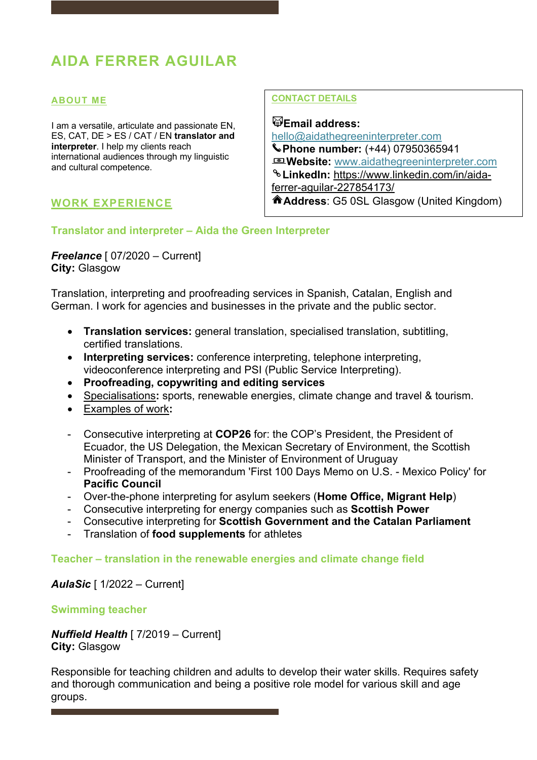# AIDA FERRER AGUILAR

## ABOUT ME

I am a versatile, articulate and passionate EN, ES, CAT, DE > ES / CAT / EN **translator and interpreter**. I help my clients reach international audiences through my linguistic and cultural competence.

## CONTACT DETAILS

🖂**Email address:** hello@aidathegreeninterpreter.com
✆**Phone number:** (+44) 07950365941
**Website:** www.aidathegreeninterpreter.com
**LinkedIn:** https://www.linkedin.com/in/aida-ferrer-aguilar-227854173/
🏠**Address**: G5 0SL Glasgow (United Kingdom)

## WORK EXPERIENCE

### Translator and interpreter – Aida the Green Interpreter

***Freelance*** [ 07/2020 – Current]
**City:** Glasgow

Translation, interpreting and proofreading services in Spanish, Catalan, English and German. I work for agencies and businesses in the private and the public sector.

- **Translation services:** general translation, specialised translation, subtitling, certified translations.
- **Interpreting services:** conference interpreting, telephone interpreting, videoconference interpreting and PSI (Public Service Interpreting).
- **Proofreading, copywriting and editing services**
- Specialisations**:** sports, renewable energies, climate change and travel & tourism.
- Examples of work**:**

- Consecutive interpreting at **COP26** for: the COP's President, the President of Ecuador, the US Delegation, the Mexican Secretary of Environment, the Scottish Minister of Transport, and the Minister of Environment of Uruguay
- Proofreading of the memorandum 'First 100 Days Memo on U.S. - Mexico Policy' for **Pacific Council**
- Over-the-phone interpreting for asylum seekers (**Home Office, Migrant Help**)
- Consecutive interpreting for energy companies such as **Scottish Power**
- Consecutive interpreting for **Scottish Government and the Catalan Parliament**
- Translation of **food supplements** for athletes

### Teacher – translation in the renewable energies and climate change field

***AulaSic*** [ 1/2022 – Current]

### Swimming teacher

***Nuffield Health*** [ 7/2019 – Current]
**City:** Glasgow

Responsible for teaching children and adults to develop their water skills. Requires safety and thorough communication and being a positive role model for various skill and age groups.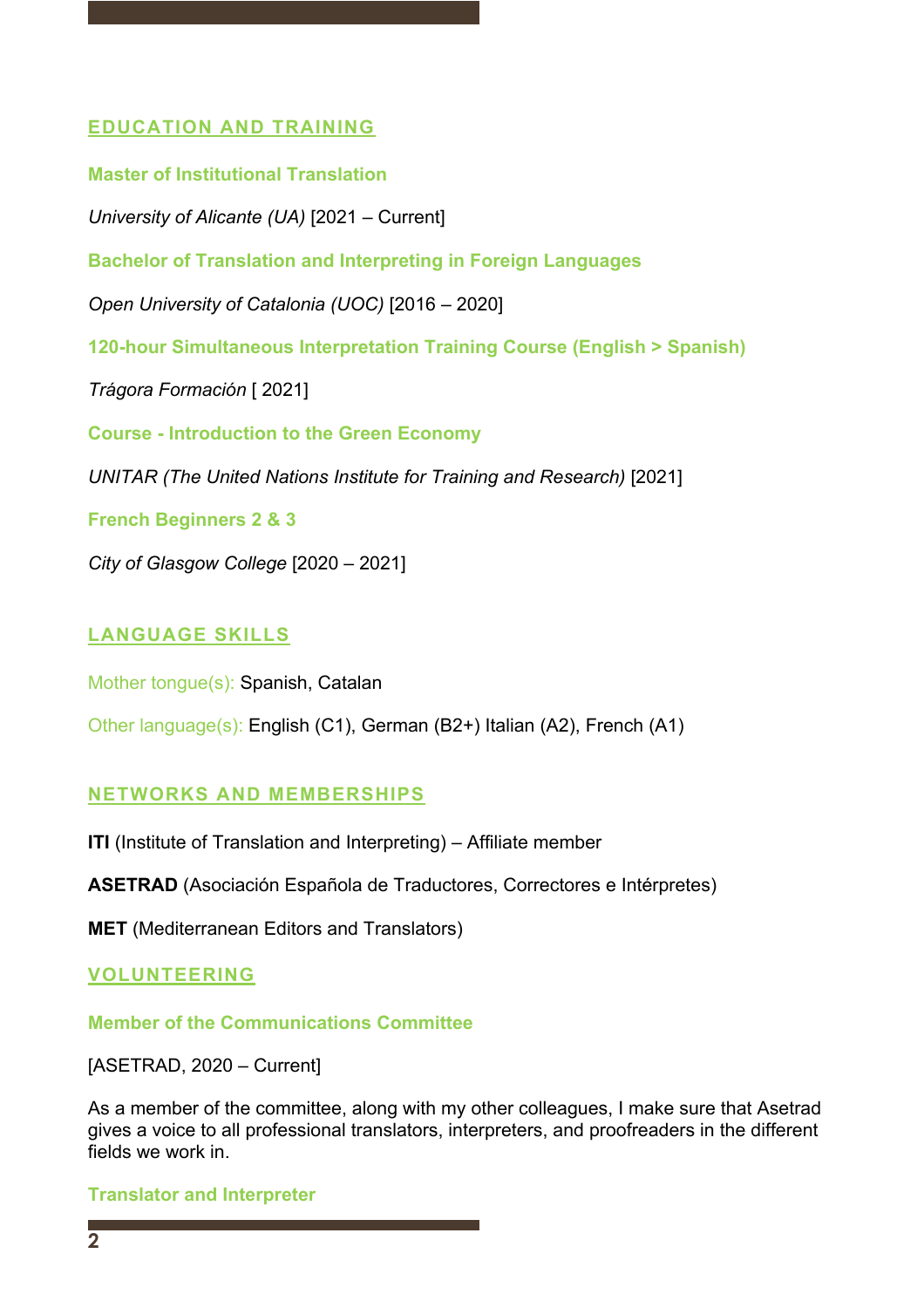## EDUCATION AND TRAINING

### Master of Institutional Translation

*University of Alicante (UA)* [2021 – Current]

### Bachelor of Translation and Interpreting in Foreign Languages

*Open University of Catalonia (UOC)* [2016 – 2020]

### 120-hour Simultaneous Interpretation Training Course (English > Spanish)

*Trágora Formación* [ 2021]

### Course - Introduction to the Green Economy

*UNITAR (The United Nations Institute for Training and Research)* [2021]

### French Beginners 2 & 3

*City of Glasgow College* [2020 – 2021]

## LANGUAGE SKILLS

Mother tongue(s): Spanish, Catalan

Other language(s): English (C1), German (B2+) Italian (A2), French (A1)

## NETWORKS AND MEMBERSHIPS

**ITI** (Institute of Translation and Interpreting) – Affiliate member

**ASETRAD** (Asociación Española de Traductores, Correctores e Intérpretes)

**MET** (Mediterranean Editors and Translators)

## VOLUNTEERING

### Member of the Communications Committee

[ASETRAD, 2020 – Current]

As a member of the committee, along with my other colleagues, I make sure that Asetrad gives a voice to all professional translators, interpreters, and proofreaders in the different fields we work in.

### Translator and Interpreter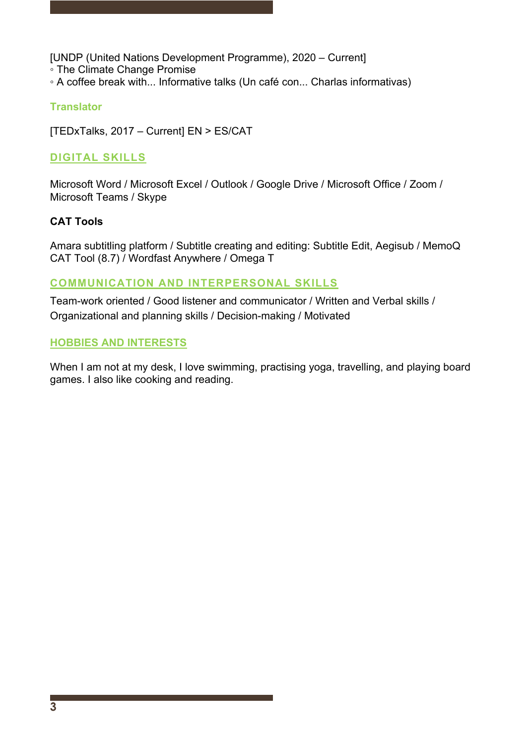[UNDP (United Nations Development Programme), 2020 – Current]
◦ The Climate Change Promise
◦ A coffee break with... Informative talks (Un café con... Charlas informativas)

### Translator

[TEDxTalks, 2017 – Current] EN > ES/CAT

## DIGITAL SKILLS

Microsoft Word / Microsoft Excel / Outlook / Google Drive / Microsoft Office / Zoom / Microsoft Teams / Skype

**CAT Tools**

Amara subtitling platform / Subtitle creating and editing: Subtitle Edit, Aegisub / MemoQ CAT Tool (8.7) / Wordfast Anywhere / Omega T

## COMMUNICATION AND INTERPERSONAL SKILLS

Team-work oriented / Good listener and communicator / Written and Verbal skills / Organizational and planning skills / Decision-making / Motivated

## HOBBIES AND INTERESTS

When I am not at my desk, I love swimming, practising yoga, travelling, and playing board games. I also like cooking and reading.